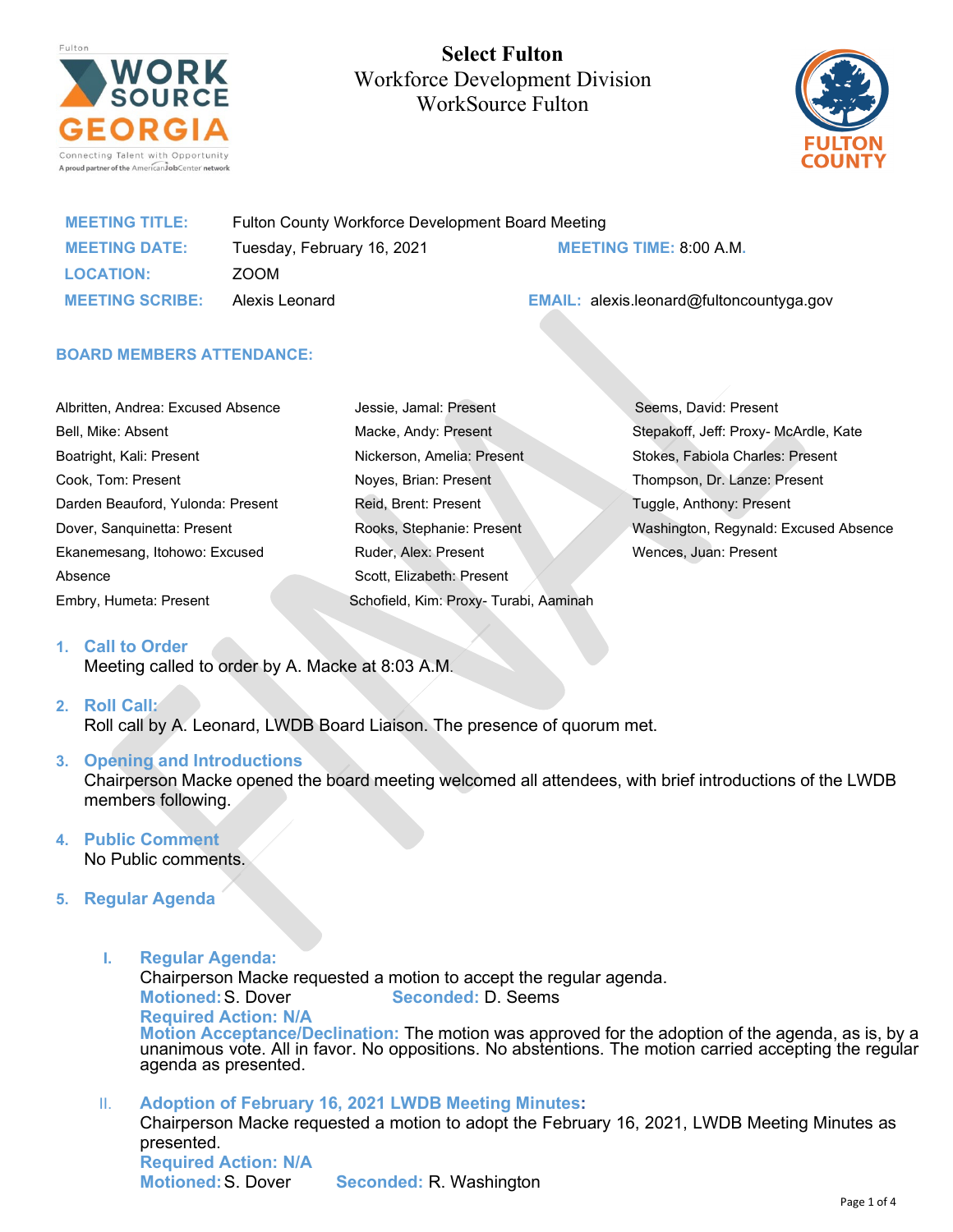# Select Fulton
## Workforce Development Division
## WorkSource Fulton

**MEETING TITLE:** Fulton County Workforce Development Board Meeting
**MEETING DATE:** Tuesday, February 16, 2021 **MEETING TIME:** 8:00 A.M.
**LOCATION:** ZOOM
**MEETING SCRIBE:** Alexis Leonard **EMAIL:** alexis.leonard@fultoncountyga.gov

**BOARD MEMBERS ATTENDANCE:**

Albritten, Andrea: Excused Absence
Bell, Mike: Absent
Boatright, Kali: Present
Cook, Tom: Present
Darden Beauford, Yulonda: Present
Dover, Sanquinetta: Present
Ekanemesang, Itohowo: Excused Absence
Embry, Humeta: Present
Jessie, Jamal: Present
Macke, Andy: Present
Nickerson, Amelia: Present
Noyes, Brian: Present
Reid, Brent: Present
Rooks, Stephanie: Present
Ruder, Alex: Present
Scott, Elizabeth: Present
Schofield, Kim: Proxy- Turabi, Aaminah
Seems, David: Present
Stepakoff, Jeff: Proxy- McArdle, Kate
Stokes, Fabiola Charles: Present
Thompson, Dr. Lanze: Present
Tuggle, Anthony: Present
Washington, Regynald: Excused Absence
Wences, Juan: Present

1. **Call to Order**
   Meeting called to order by A. Macke at 8:03 A.M.

2. **Roll Call:**
   Roll call by A. Leonard, LWDB Board Liaison. The presence of quorum met.

3. **Opening and Introductions**
   Chairperson Macke opened the board meeting welcomed all attendees, with brief introductions of the LWDB members following.

4. **Public Comment**
   No Public comments.

5. **Regular Agenda**

   I. **Regular Agenda:**
   Chairperson Macke requested a motion to accept the regular agenda.
   **Motioned:** S. Dover **Seconded:** D. Seems
   **Required Action: N/A**
   **Motion Acceptance/Declination:** The motion was approved for the adoption of the agenda, as is, by a unanimous vote. All in favor. No oppositions. No abstentions. The motion carried accepting the regular agenda as presented.

   II. **Adoption of February 16, 2021 LWDB Meeting Minutes:**
   Chairperson Macke requested a motion to adopt the February 16, 2021, LWDB Meeting Minutes as presented.
   **Required Action: N/A**
   **Motioned:** S. Dover **Seconded:** R. Washington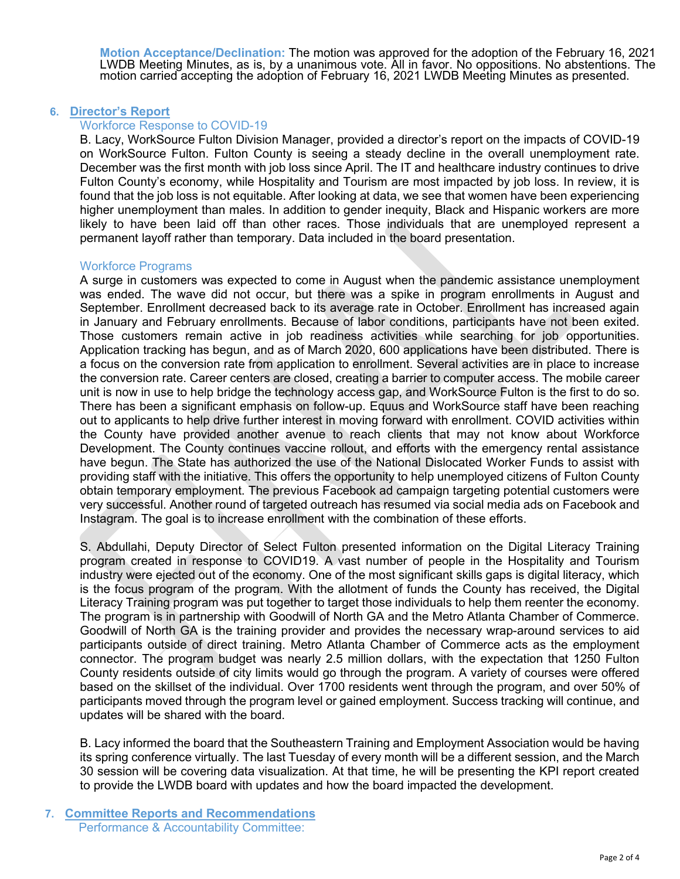**Motion Acceptance/Declination:** The motion was approved for the adoption of the February 16, 2021 LWDB Meeting Minutes, as is, by a unanimous vote. All in favor. No oppositions. No abstentions. The motion carried accepting the adoption of February 16, 2021 LWDB Meeting Minutes as presented.

## 6. Director's Report

### Workforce Response to COVID-19

B. Lacy, WorkSource Fulton Division Manager, provided a director's report on the impacts of COVID-19 on WorkSource Fulton. Fulton County is seeing a steady decline in the overall unemployment rate. December was the first month with job loss since April. The IT and healthcare industry continues to drive Fulton County's economy, while Hospitality and Tourism are most impacted by job loss. In review, it is found that the job loss is not equitable. After looking at data, we see that women have been experiencing higher unemployment than males. In addition to gender inequity, Black and Hispanic workers are more likely to have been laid off than other races. Those individuals that are unemployed represent a permanent layoff rather than temporary. Data included in the board presentation.

### Workforce Programs

A surge in customers was expected to come in August when the pandemic assistance unemployment was ended. The wave did not occur, but there was a spike in program enrollments in August and September. Enrollment decreased back to its average rate in October. Enrollment has increased again in January and February enrollments. Because of labor conditions, participants have not been exited. Those customers remain active in job readiness activities while searching for job opportunities. Application tracking has begun, and as of March 2020, 600 applications have been distributed. There is a focus on the conversion rate from application to enrollment. Several activities are in place to increase the conversion rate. Career centers are closed, creating a barrier to computer access. The mobile career unit is now in use to help bridge the technology access gap, and WorkSource Fulton is the first to do so. There has been a significant emphasis on follow-up. Equus and WorkSource staff have been reaching out to applicants to help drive further interest in moving forward with enrollment. COVID activities within the County have provided another avenue to reach clients that may not know about Workforce Development. The County continues vaccine rollout, and efforts with the emergency rental assistance have begun. The State has authorized the use of the National Dislocated Worker Funds to assist with providing staff with the initiative. This offers the opportunity to help unemployed citizens of Fulton County obtain temporary employment. The previous Facebook ad campaign targeting potential customers were very successful. Another round of targeted outreach has resumed via social media ads on Facebook and Instagram. The goal is to increase enrollment with the combination of these efforts.

S. Abdullahi, Deputy Director of Select Fulton presented information on the Digital Literacy Training program created in response to COVID19. A vast number of people in the Hospitality and Tourism industry were ejected out of the economy. One of the most significant skills gaps is digital literacy, which is the focus program of the program. With the allotment of funds the County has received, the Digital Literacy Training program was put together to target those individuals to help them reenter the economy. The program is in partnership with Goodwill of North GA and the Metro Atlanta Chamber of Commerce. Goodwill of North GA is the training provider and provides the necessary wrap-around services to aid participants outside of direct training. Metro Atlanta Chamber of Commerce acts as the employment connector. The program budget was nearly 2.5 million dollars, with the expectation that 1250 Fulton County residents outside of city limits would go through the program. A variety of courses were offered based on the skillset of the individual. Over 1700 residents went through the program, and over 50% of participants moved through the program level or gained employment. Success tracking will continue, and updates will be shared with the board.

B. Lacy informed the board that the Southeastern Training and Employment Association would be having its spring conference virtually. The last Tuesday of every month will be a different session, and the March 30 session will be covering data visualization. At that time, he will be presenting the KPI report created to provide the LWDB board with updates and how the board impacted the development.

## 7. Committee Reports and Recommendations

### Performance & Accountability Committee: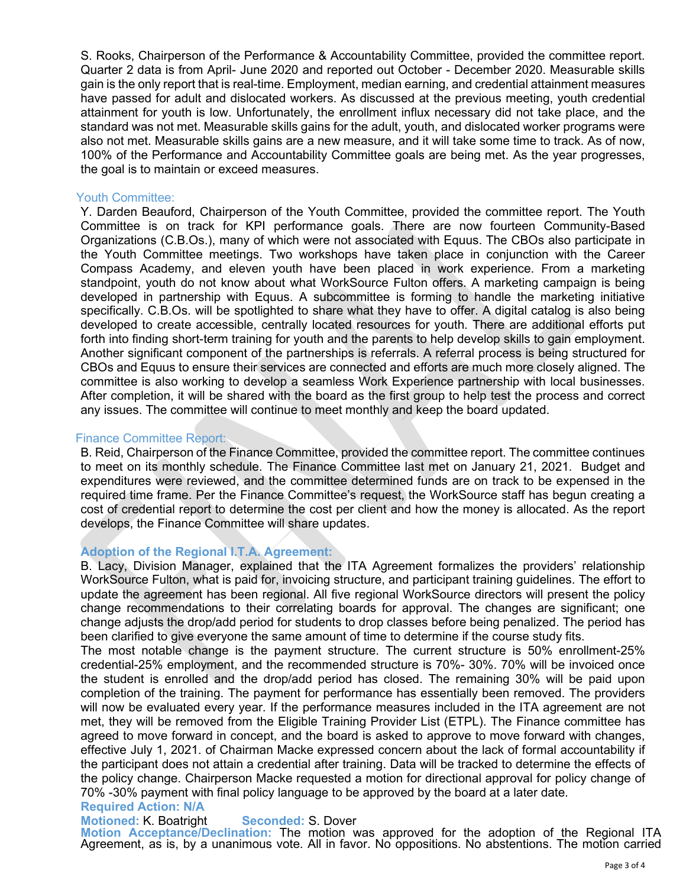S. Rooks, Chairperson of the Performance & Accountability Committee, provided the committee report. Quarter 2 data is from April- June 2020 and reported out October - December 2020. Measurable skills gain is the only report that is real-time. Employment, median earning, and credential attainment measures have passed for adult and dislocated workers. As discussed at the previous meeting, youth credential attainment for youth is low. Unfortunately, the enrollment influx necessary did not take place, and the standard was not met. Measurable skills gains for the adult, youth, and dislocated worker programs were also not met. Measurable skills gains are a new measure, and it will take some time to track. As of now, 100% of the Performance and Accountability Committee goals are being met. As the year progresses, the goal is to maintain or exceed measures.

### Youth Committee:

Y. Darden Beauford, Chairperson of the Youth Committee, provided the committee report. The Youth Committee is on track for KPI performance goals. There are now fourteen Community-Based Organizations (C.B.Os.), many of which were not associated with Equus. The CBOs also participate in the Youth Committee meetings. Two workshops have taken place in conjunction with the Career Compass Academy, and eleven youth have been placed in work experience. From a marketing standpoint, youth do not know about what WorkSource Fulton offers. A marketing campaign is being developed in partnership with Equus. A subcommittee is forming to handle the marketing initiative specifically. C.B.Os. will be spotlighted to share what they have to offer. A digital catalog is also being developed to create accessible, centrally located resources for youth. There are additional efforts put forth into finding short-term training for youth and the parents to help develop skills to gain employment. Another significant component of the partnerships is referrals. A referral process is being structured for CBOs and Equus to ensure their services are connected and efforts are much more closely aligned. The committee is also working to develop a seamless Work Experience partnership with local businesses. After completion, it will be shared with the board as the first group to help test the process and correct any issues. The committee will continue to meet monthly and keep the board updated.

### Finance Committee Report:

B. Reid, Chairperson of the Finance Committee, provided the committee report. The committee continues to meet on its monthly schedule. The Finance Committee last met on January 21, 2021. Budget and expenditures were reviewed, and the committee determined funds are on track to be expensed in the required time frame. Per the Finance Committee's request, the WorkSource staff has begun creating a cost of credential report to determine the cost per client and how the money is allocated. As the report develops, the Finance Committee will share updates.

### Adoption of the Regional I.T.A. Agreement:

B. Lacy, Division Manager, explained that the ITA Agreement formalizes the providers' relationship WorkSource Fulton, what is paid for, invoicing structure, and participant training guidelines. The effort to update the agreement has been regional. All five regional WorkSource directors will present the policy change recommendations to their correlating boards for approval. The changes are significant; one change adjusts the drop/add period for students to drop classes before being penalized. The period has been clarified to give everyone the same amount of time to determine if the course study fits.
The most notable change is the payment structure. The current structure is 50% enrollment-25% credential-25% employment, and the recommended structure is 70%- 30%. 70% will be invoiced once the student is enrolled and the drop/add period has closed. The remaining 30% will be paid upon completion of the training. The payment for performance has essentially been removed. The providers will now be evaluated every year. If the performance measures included in the ITA agreement are not met, they will be removed from the Eligible Training Provider List (ETPL). The Finance committee has agreed to move forward in concept, and the board is asked to approve to move forward with changes, effective July 1, 2021. of Chairman Macke expressed concern about the lack of formal accountability if the participant does not attain a credential after training. Data will be tracked to determine the effects of the policy change. Chairperson Macke requested a motion for directional approval for policy change of 70% -30% payment with final policy language to be approved by the board at a later date.

**Required Action: N/A**

**Motioned:** K. Boatright **Seconded:** S. Dover

**Motion Acceptance/Declination:** The motion was approved for the adoption of the Regional ITA Agreement, as is, by a unanimous vote. All in favor. No oppositions. No abstentions. The motion carried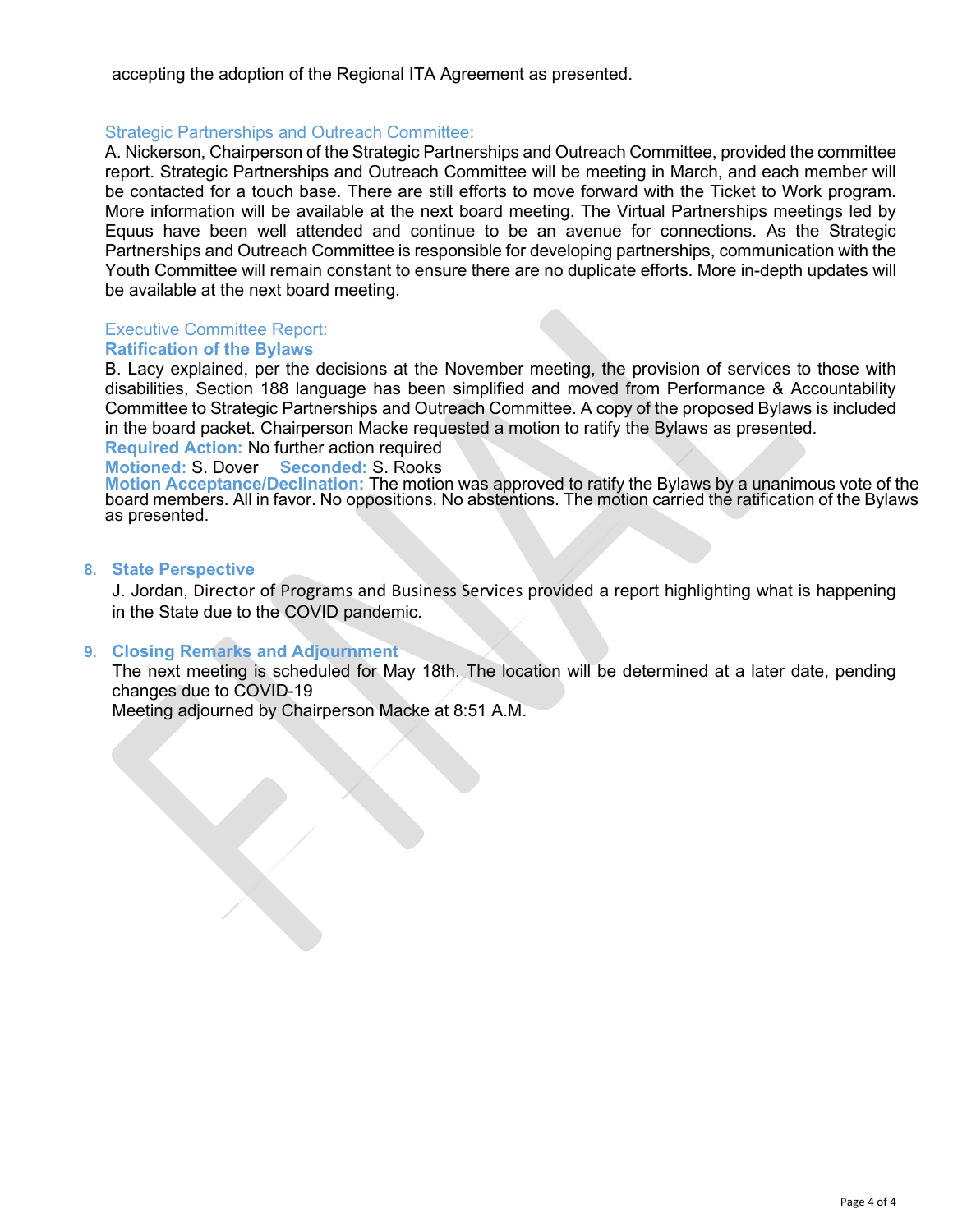accepting the adoption of the Regional ITA Agreement as presented.

### Strategic Partnerships and Outreach Committee:

A. Nickerson, Chairperson of the Strategic Partnerships and Outreach Committee, provided the committee report. Strategic Partnerships and Outreach Committee will be meeting in March, and each member will be contacted for a touch base. There are still efforts to move forward with the Ticket to Work program. More information will be available at the next board meeting. The Virtual Partnerships meetings led by Equus have been well attended and continue to be an avenue for connections. As the Strategic Partnerships and Outreach Committee is responsible for developing partnerships, communication with the Youth Committee will remain constant to ensure there are no duplicate efforts. More in-depth updates will be available at the next board meeting.

### Executive Committee Report:

**Ratification of the Bylaws**

B. Lacy explained, per the decisions at the November meeting, the provision of services to those with disabilities, Section 188 language has been simplified and moved from Performance & Accountability Committee to Strategic Partnerships and Outreach Committee. A copy of the proposed Bylaws is included in the board packet. Chairperson Macke requested a motion to ratify the Bylaws as presented.

**Required Action:** No further action required

**Motioned:** S. Dover **Seconded:** S. Rooks

**Motion Acceptance/Declination:** The motion was approved to ratify the Bylaws by a unanimous vote of the board members. All in favor. No oppositions. No abstentions. The motion carried the ratification of the Bylaws as presented.

## 8. State Perspective

J. Jordan, Director of Programs and Business Services provided a report highlighting what is happening in the State due to the COVID pandemic.

## 9. Closing Remarks and Adjournment

The next meeting is scheduled for May 18th. The location will be determined at a later date, pending changes due to COVID-19

Meeting adjourned by Chairperson Macke at 8:51 A.M.